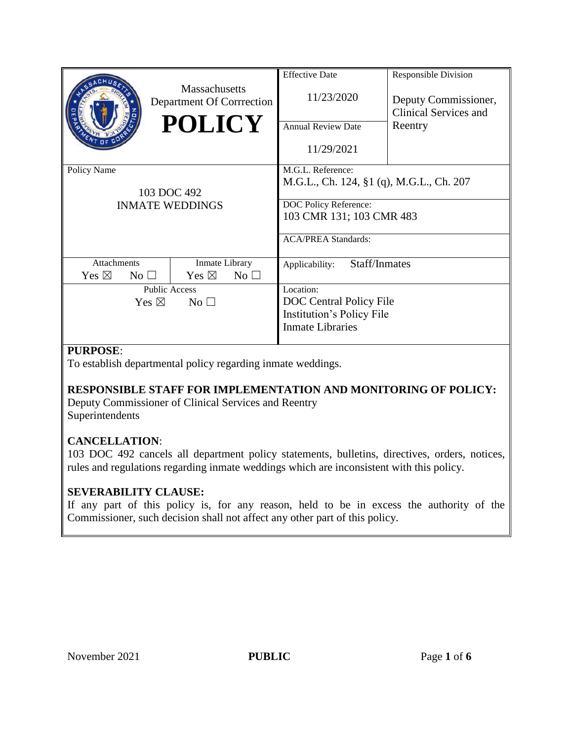| Massachusetts Department Of Corrrection **POLICY** | Effective Date 11/23/2020 | Responsible Division Deputy Commissioner, Clinical Services and Reentry |
|---|---|---|
| | Annual Review Date 11/29/2021 | |
| Policy Name 103 DOC 492 INMATE WEDDINGS | M.G.L. Reference: M.G.L., Ch. 124, §1 (q), M.G.L., Ch. 207 | |
| | DOC Policy Reference: 103 CMR 131; 103 CMR 483 | |
| | ACA/PREA Standards: | |
| Attachments Yes ☒ No ☐ / Inmate Library Yes ☒ No ☐ | Applicability: Staff/Inmates | |
| Public Access Yes ☒ No ☐ | Location: DOC Central Policy File, Institution's Policy File, Inmate Libraries | |

**PURPOSE**:
To establish departmental policy regarding inmate weddings.

**RESPONSIBLE STAFF FOR IMPLEMENTATION AND MONITORING OF POLICY:**
Deputy Commissioner of Clinical Services and Reentry
Superintendents

**CANCELLATION**:
103 DOC 492 cancels all department policy statements, bulletins, directives, orders, notices, rules and regulations regarding inmate weddings which are inconsistent with this policy.

**SEVERABILITY CLAUSE:**
If any part of this policy is, for any reason, held to be in excess the authority of the Commissioner, such decision shall not affect any other part of this policy.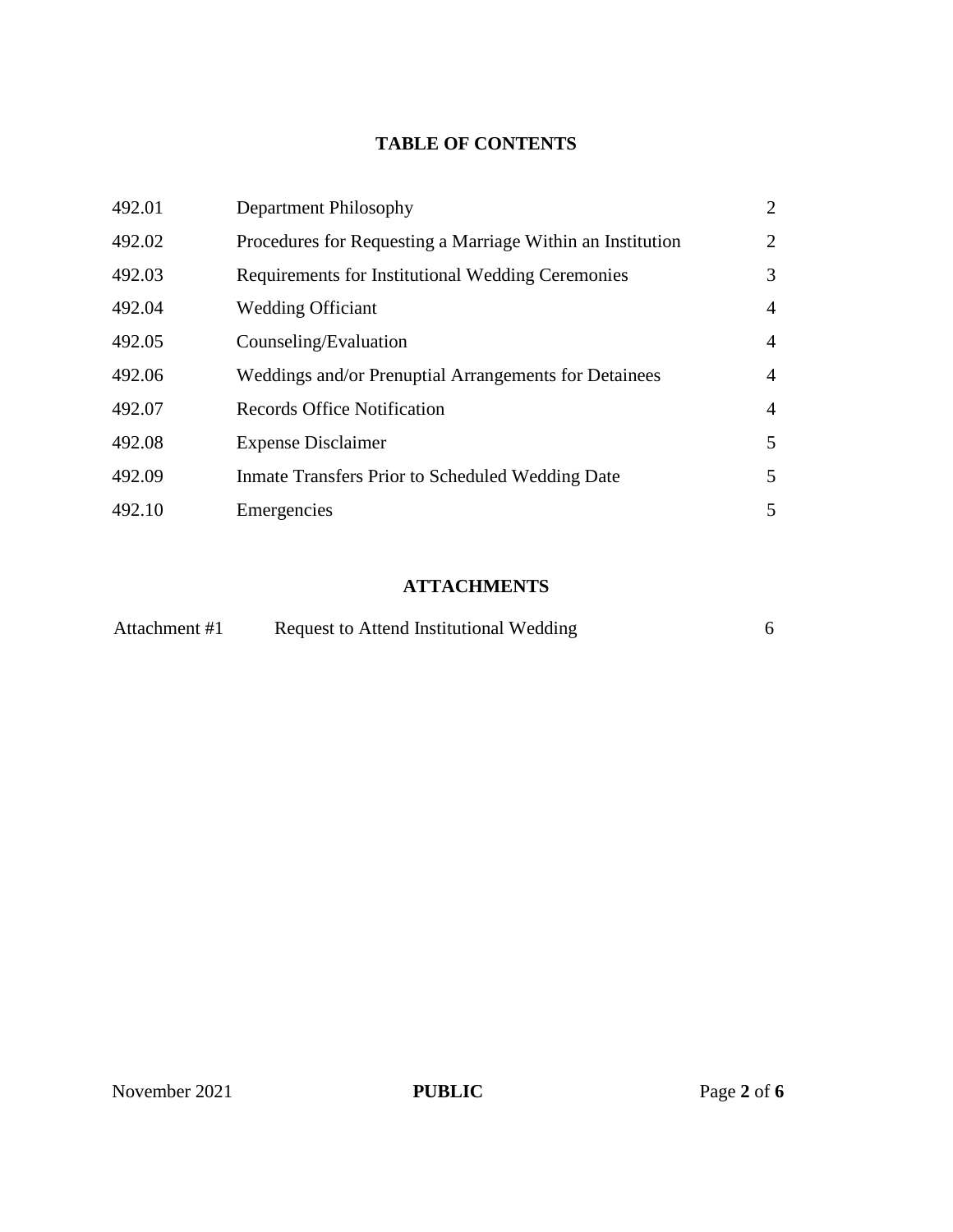## TABLE OF CONTENTS

| | | |
|---|---|---|
| 492.01 | Department Philosophy | 2 |
| 492.02 | Procedures for Requesting a Marriage Within an Institution | 2 |
| 492.03 | Requirements for Institutional Wedding Ceremonies | 3 |
| 492.04 | Wedding Officiant | 4 |
| 492.05 | Counseling/Evaluation | 4 |
| 492.06 | Weddings and/or Prenuptial Arrangements for Detainees | 4 |
| 492.07 | Records Office Notification | 4 |
| 492.08 | Expense Disclaimer | 5 |
| 492.09 | Inmate Transfers Prior to Scheduled Wedding Date | 5 |
| 492.10 | Emergencies | 5 |

## ATTACHMENTS

| | | |
|---|---|---|
| Attachment #1 | Request to Attend Institutional Wedding | 6 |

November 2021 **PUBLIC**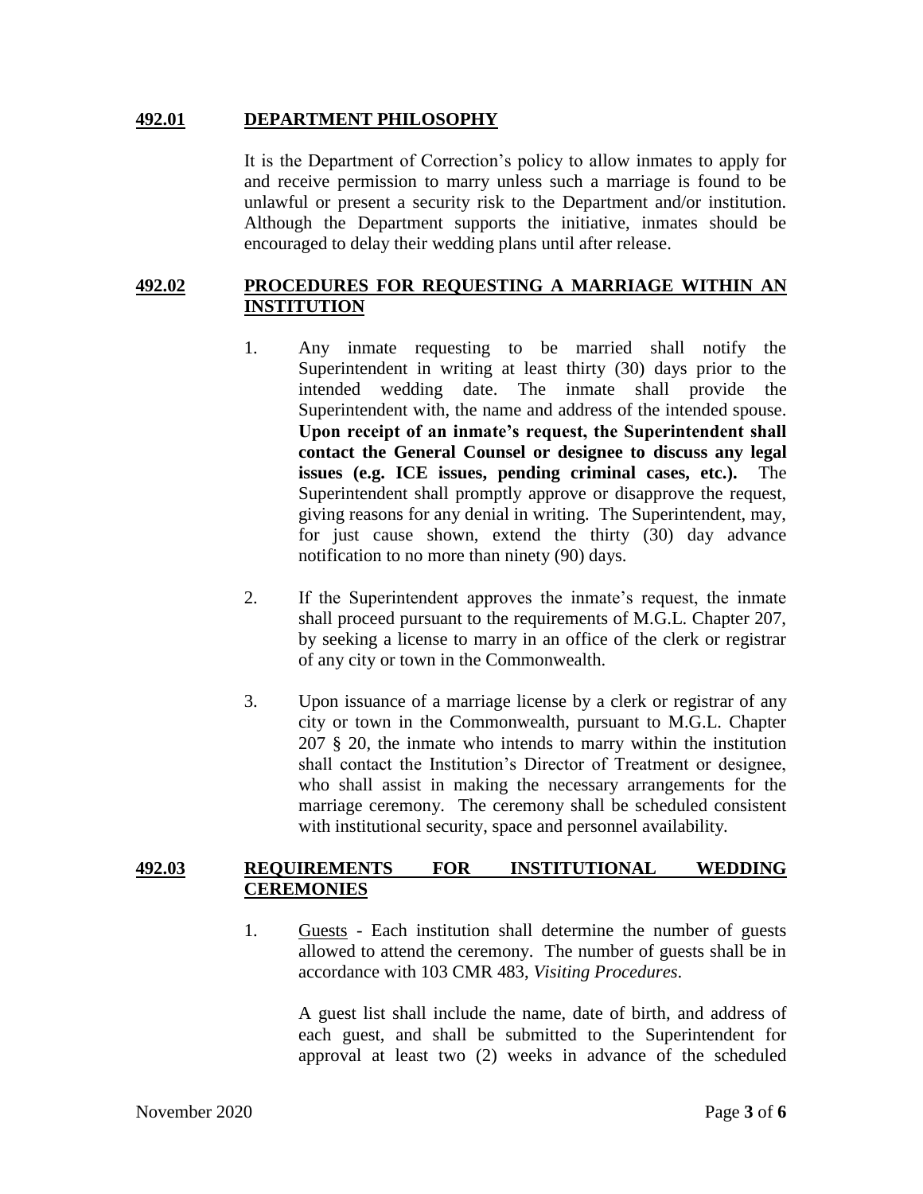## 492.01 DEPARTMENT PHILOSOPHY

It is the Department of Correction's policy to allow inmates to apply for and receive permission to marry unless such a marriage is found to be unlawful or present a security risk to the Department and/or institution. Although the Department supports the initiative, inmates should be encouraged to delay their wedding plans until after release.

## 492.02 PROCEDURES FOR REQUESTING A MARRIAGE WITHIN AN INSTITUTION

1. Any inmate requesting to be married shall notify the Superintendent in writing at least thirty (30) days prior to the intended wedding date. The inmate shall provide the Superintendent with, the name and address of the intended spouse. **Upon receipt of an inmate's request, the Superintendent shall contact the General Counsel or designee to discuss any legal issues (e.g. ICE issues, pending criminal cases, etc.).** The Superintendent shall promptly approve or disapprove the request, giving reasons for any denial in writing. The Superintendent, may, for just cause shown, extend the thirty (30) day advance notification to no more than ninety (90) days.

2. If the Superintendent approves the inmate's request, the inmate shall proceed pursuant to the requirements of M.G.L. Chapter 207, by seeking a license to marry in an office of the clerk or registrar of any city or town in the Commonwealth.

3. Upon issuance of a marriage license by a clerk or registrar of any city or town in the Commonwealth, pursuant to M.G.L. Chapter 207 § 20, the inmate who intends to marry within the institution shall contact the Institution's Director of Treatment or designee, who shall assist in making the necessary arrangements for the marriage ceremony. The ceremony shall be scheduled consistent with institutional security, space and personnel availability.

## 492.03 REQUIREMENTS FOR INSTITUTIONAL WEDDING CEREMONIES

1. Guests - Each institution shall determine the number of guests allowed to attend the ceremony. The number of guests shall be in accordance with 103 CMR 483, *Visiting Procedures*.

   A guest list shall include the name, date of birth, and address of each guest, and shall be submitted to the Superintendent for approval at least two (2) weeks in advance of the scheduled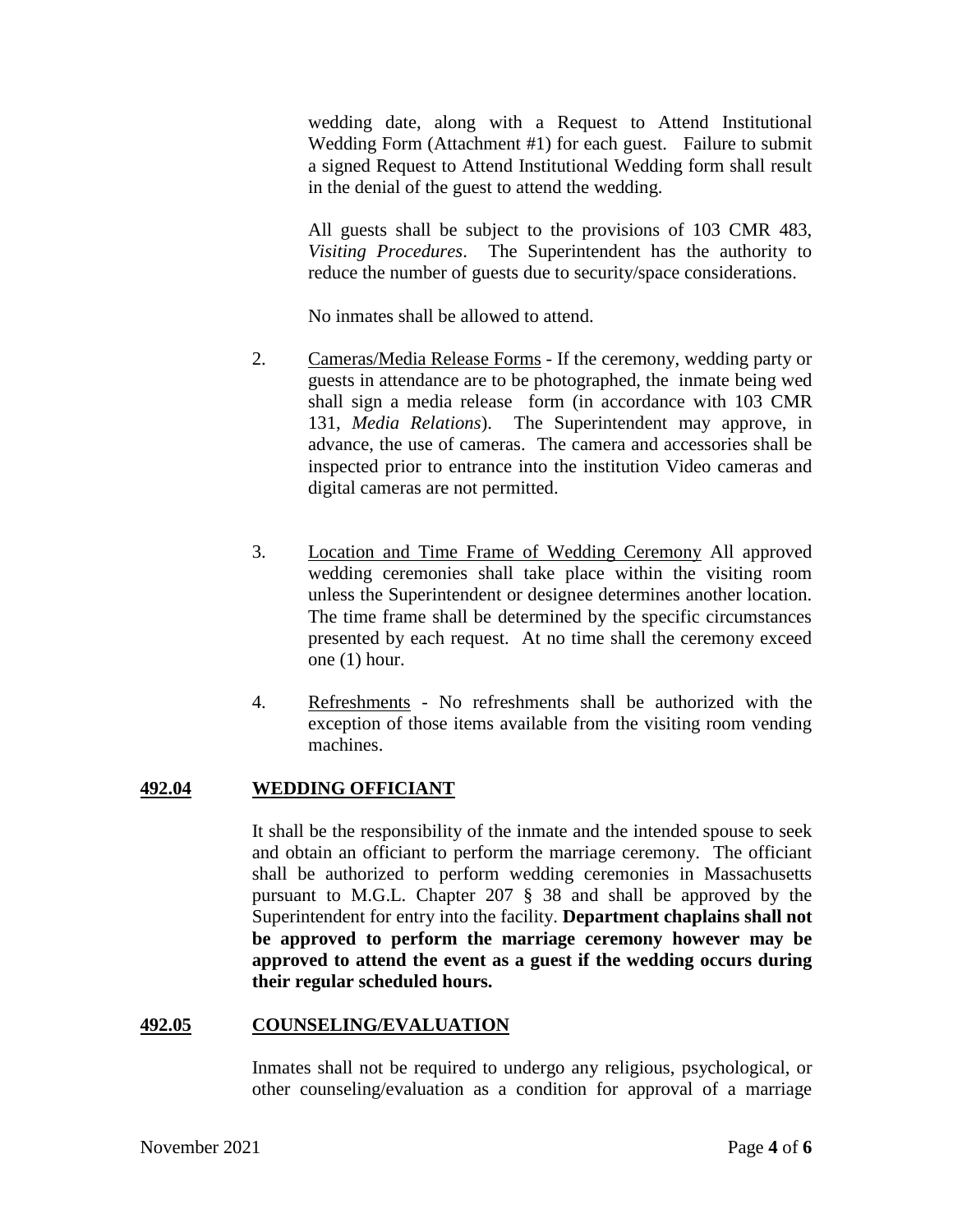wedding date, along with a Request to Attend Institutional Wedding Form (Attachment #1) for each guest. Failure to submit a signed Request to Attend Institutional Wedding form shall result in the denial of the guest to attend the wedding.

All guests shall be subject to the provisions of 103 CMR 483, *Visiting Procedures*. The Superintendent has the authority to reduce the number of guests due to security/space considerations.

No inmates shall be allowed to attend.

2. Cameras/Media Release Forms - If the ceremony, wedding party or guests in attendance are to be photographed, the inmate being wed shall sign a media release form (in accordance with 103 CMR 131, *Media Relations*). The Superintendent may approve, in advance, the use of cameras. The camera and accessories shall be inspected prior to entrance into the institution Video cameras and digital cameras are not permitted.

3. Location and Time Frame of Wedding Ceremony All approved wedding ceremonies shall take place within the visiting room unless the Superintendent or designee determines another location. The time frame shall be determined by the specific circumstances presented by each request. At no time shall the ceremony exceed one (1) hour.

4. Refreshments - No refreshments shall be authorized with the exception of those items available from the visiting room vending machines.

## 492.04 WEDDING OFFICIANT

It shall be the responsibility of the inmate and the intended spouse to seek and obtain an officiant to perform the marriage ceremony. The officiant shall be authorized to perform wedding ceremonies in Massachusetts pursuant to M.G.L. Chapter 207 § 38 and shall be approved by the Superintendent for entry into the facility. **Department chaplains shall not be approved to perform the marriage ceremony however may be approved to attend the event as a guest if the wedding occurs during their regular scheduled hours.**

## 492.05 COUNSELING/EVALUATION

Inmates shall not be required to undergo any religious, psychological, or other counseling/evaluation as a condition for approval of a marriage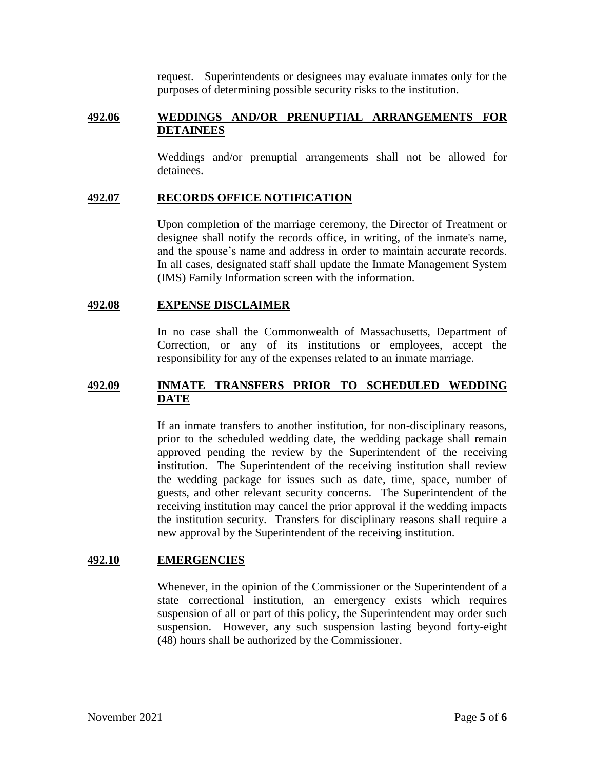request. Superintendents or designees may evaluate inmates only for the purposes of determining possible security risks to the institution.

## 492.06 WEDDINGS AND/OR PRENUPTIAL ARRANGEMENTS FOR DETAINEES

Weddings and/or prenuptial arrangements shall not be allowed for detainees.

## 492.07 RECORDS OFFICE NOTIFICATION

Upon completion of the marriage ceremony, the Director of Treatment or designee shall notify the records office, in writing, of the inmate's name, and the spouse's name and address in order to maintain accurate records. In all cases, designated staff shall update the Inmate Management System (IMS) Family Information screen with the information.

## 492.08 EXPENSE DISCLAIMER

In no case shall the Commonwealth of Massachusetts, Department of Correction, or any of its institutions or employees, accept the responsibility for any of the expenses related to an inmate marriage.

## 492.09 INMATE TRANSFERS PRIOR TO SCHEDULED WEDDING DATE

If an inmate transfers to another institution, for non-disciplinary reasons, prior to the scheduled wedding date, the wedding package shall remain approved pending the review by the Superintendent of the receiving institution. The Superintendent of the receiving institution shall review the wedding package for issues such as date, time, space, number of guests, and other relevant security concerns. The Superintendent of the receiving institution may cancel the prior approval if the wedding impacts the institution security. Transfers for disciplinary reasons shall require a new approval by the Superintendent of the receiving institution.

## 492.10 EMERGENCIES

Whenever, in the opinion of the Commissioner or the Superintendent of a state correctional institution, an emergency exists which requires suspension of all or part of this policy, the Superintendent may order such suspension. However, any such suspension lasting beyond forty-eight (48) hours shall be authorized by the Commissioner.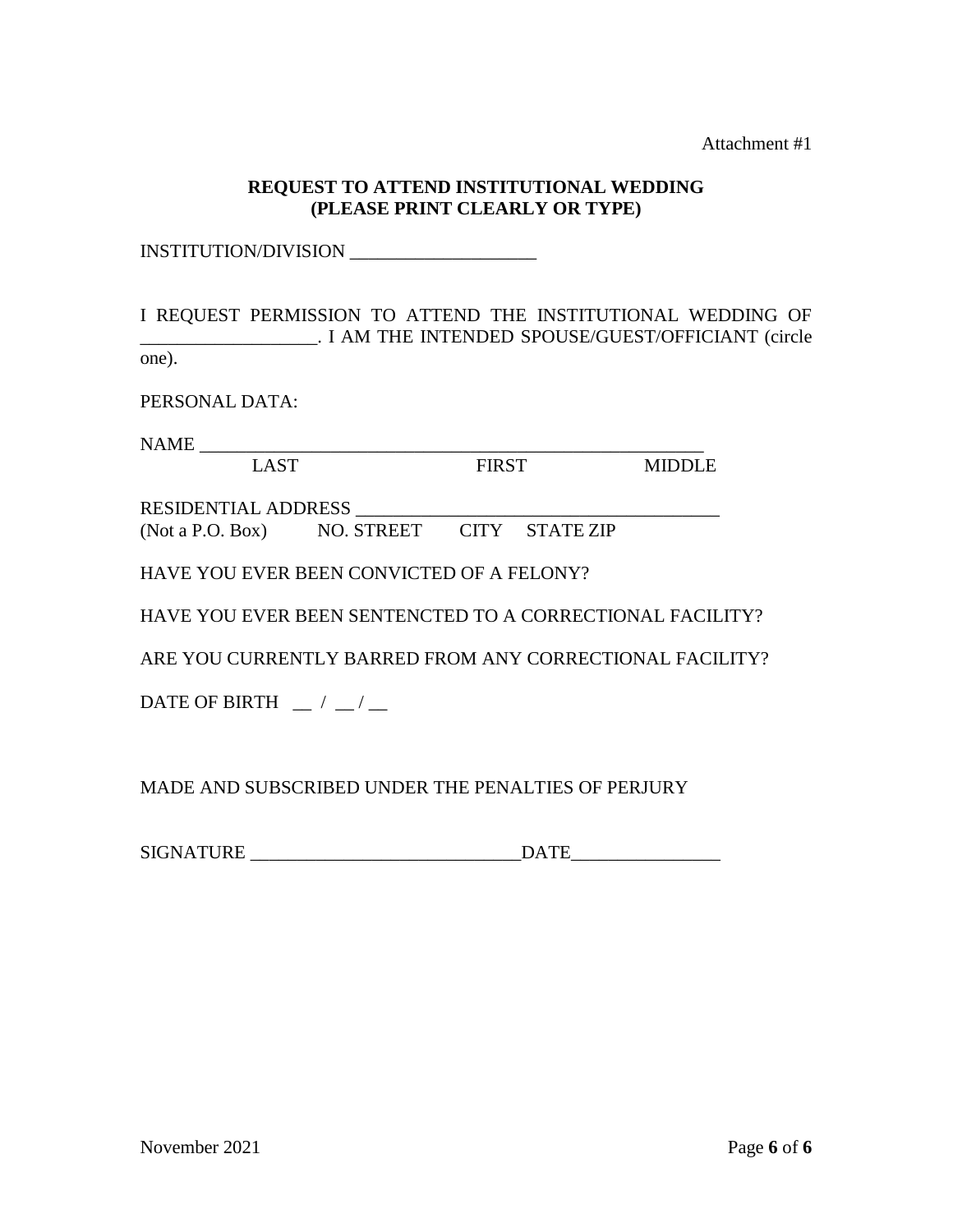Attachment #1

**REQUEST TO ATTEND INSTITUTIONAL WEDDING**
**(PLEASE PRINT CLEARLY OR TYPE)**

INSTITUTION/DIVISION ____________________

I REQUEST PERMISSION TO ATTEND THE INSTITUTIONAL WEDDING OF ___________________. I AM THE INTENDED SPOUSE/GUEST/OFFICIANT (circle one).

PERSONAL DATA:

NAME _______________________________________________________
LAST FIRST MIDDLE

RESIDENTIAL ADDRESS _______________________________________
(Not a P.O. Box) NO. STREET CITY STATE ZIP

HAVE YOU EVER BEEN CONVICTED OF A FELONY?

HAVE YOU EVER BEEN SENTENCTED TO A CORRECTIONAL FACILITY?

ARE YOU CURRENTLY BARRED FROM ANY CORRECTIONAL FACILITY?

DATE OF BIRTH __ / __ / __

MADE AND SUBSCRIBED UNDER THE PENALTIES OF PERJURY

SIGNATURE _____________________________DATE________________

November 2021